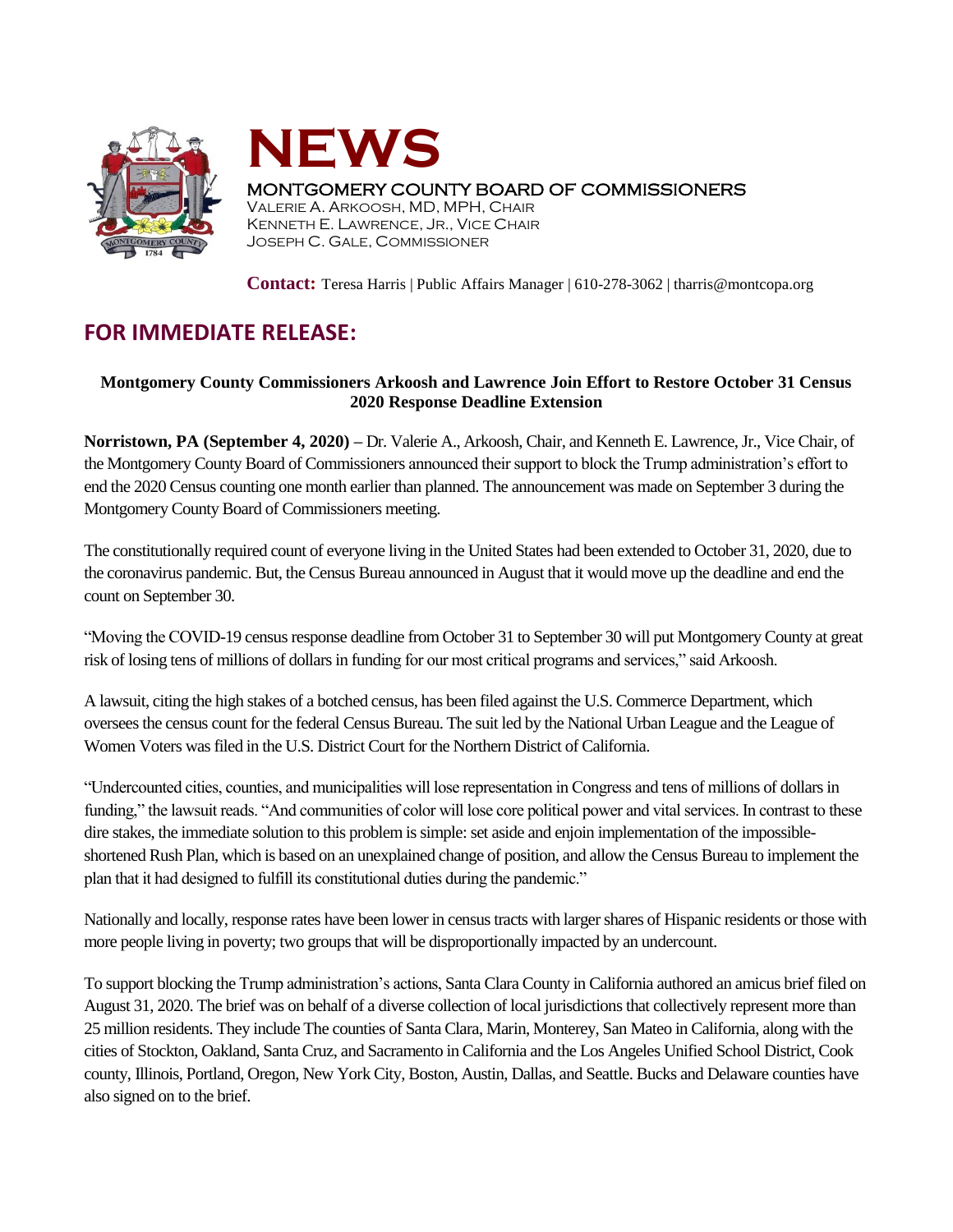# NEWS

MONTGOMERY COUNTY BOARD OF COMMISSIONERS
VALERIE A. ARKOOSH, MD, MPH, CHAIR
KENNETH E. LAWRENCE, JR., VICE CHAIR
JOSEPH C. GALE, COMMISSIONER

**Contact:** Teresa Harris | Public Affairs Manager | 610-278-3062 | tharris@montcopa.org

## FOR IMMEDIATE RELEASE:

**Montgomery County Commissioners Arkoosh and Lawrence Join Effort to Restore October 31 Census 2020 Response Deadline Extension**

**Norristown, PA (September 4, 2020) –** Dr. Valerie A., Arkoosh, Chair, and Kenneth E. Lawrence, Jr., Vice Chair, of the Montgomery County Board of Commissioners announced their support to block the Trump administration's effort to end the 2020 Census counting one month earlier than planned. The announcement was made on September 3 during the Montgomery County Board of Commissioners meeting.

The constitutionally required count of everyone living in the United States had been extended to October 31, 2020, due to the coronavirus pandemic. But, the Census Bureau announced in August that it would move up the deadline and end the count on September 30.

"Moving the COVID-19 census response deadline from October 31 to September 30 will put Montgomery County at great risk of losing tens of millions of dollars in funding for our most critical programs and services," said Arkoosh.

A lawsuit, citing the high stakes of a botched census, has been filed against the U.S. Commerce Department, which oversees the census count for the federal Census Bureau. The suit led by the National Urban League and the League of Women Voters was filed in the U.S. District Court for the Northern District of California.

"Undercounted cities, counties, and municipalities will lose representation in Congress and tens of millions of dollars in funding," the lawsuit reads. "And communities of color will lose core political power and vital services. In contrast to these dire stakes, the immediate solution to this problem is simple: set aside and enjoin implementation of the impossible-shortened Rush Plan, which is based on an unexplained change of position, and allow the Census Bureau to implement the plan that it had designed to fulfill its constitutional duties during the pandemic."

Nationally and locally, response rates have been lower in census tracts with larger shares of Hispanic residents or those with more people living in poverty; two groups that will be disproportionally impacted by an undercount.

To support blocking the Trump administration's actions, Santa Clara County in California authored an amicus brief filed on August 31, 2020. The brief was on behalf of a diverse collection of local jurisdictions that collectively represent more than 25 million residents. They include The counties of Santa Clara, Marin, Monterey, San Mateo in California, along with the cities of Stockton, Oakland, Santa Cruz, and Sacramento in California and the Los Angeles Unified School District, Cook county, Illinois, Portland, Oregon, New York City, Boston, Austin, Dallas, and Seattle. Bucks and Delaware counties have also signed on to the brief.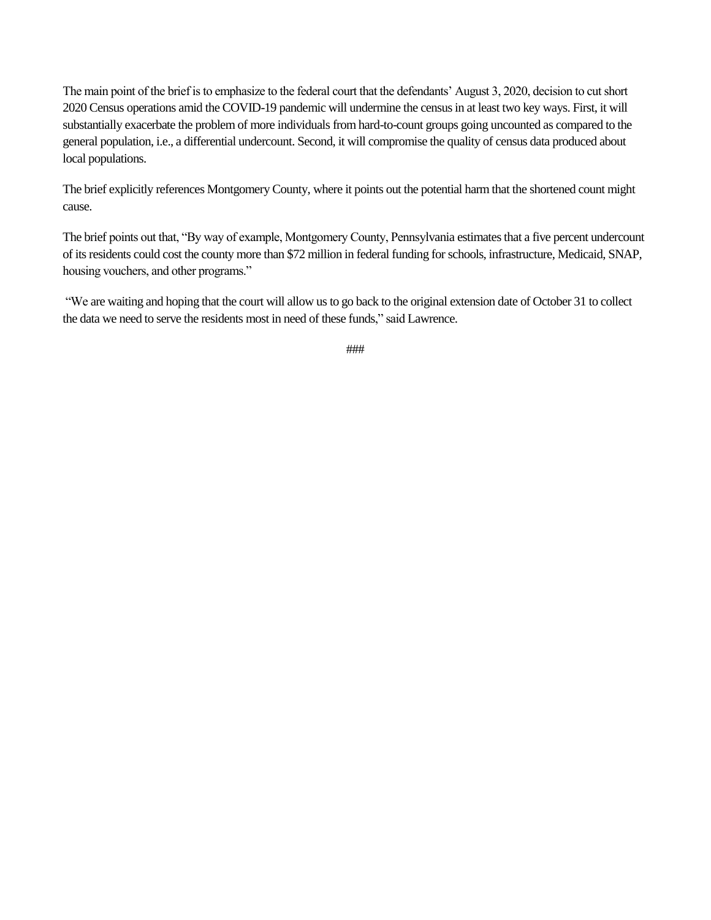The main point of the brief is to emphasize to the federal court that the defendants' August 3, 2020, decision to cut short 2020 Census operations amid the COVID-19 pandemic will undermine the census in at least two key ways. First, it will substantially exacerbate the problem of more individuals from hard-to-count groups going uncounted as compared to the general population, i.e., a differential undercount. Second, it will compromise the quality of census data produced about local populations.

The brief explicitly references Montgomery County, where it points out the potential harm that the shortened count might cause.

The brief points out that, "By way of example, Montgomery County, Pennsylvania estimates that a five percent undercount of its residents could cost the county more than $72 million in federal funding for schools, infrastructure, Medicaid, SNAP, housing vouchers, and other programs."

"We are waiting and hoping that the court will allow us to go back to the original extension date of October 31 to collect the data we need to serve the residents most in need of these funds," said Lawrence.

###